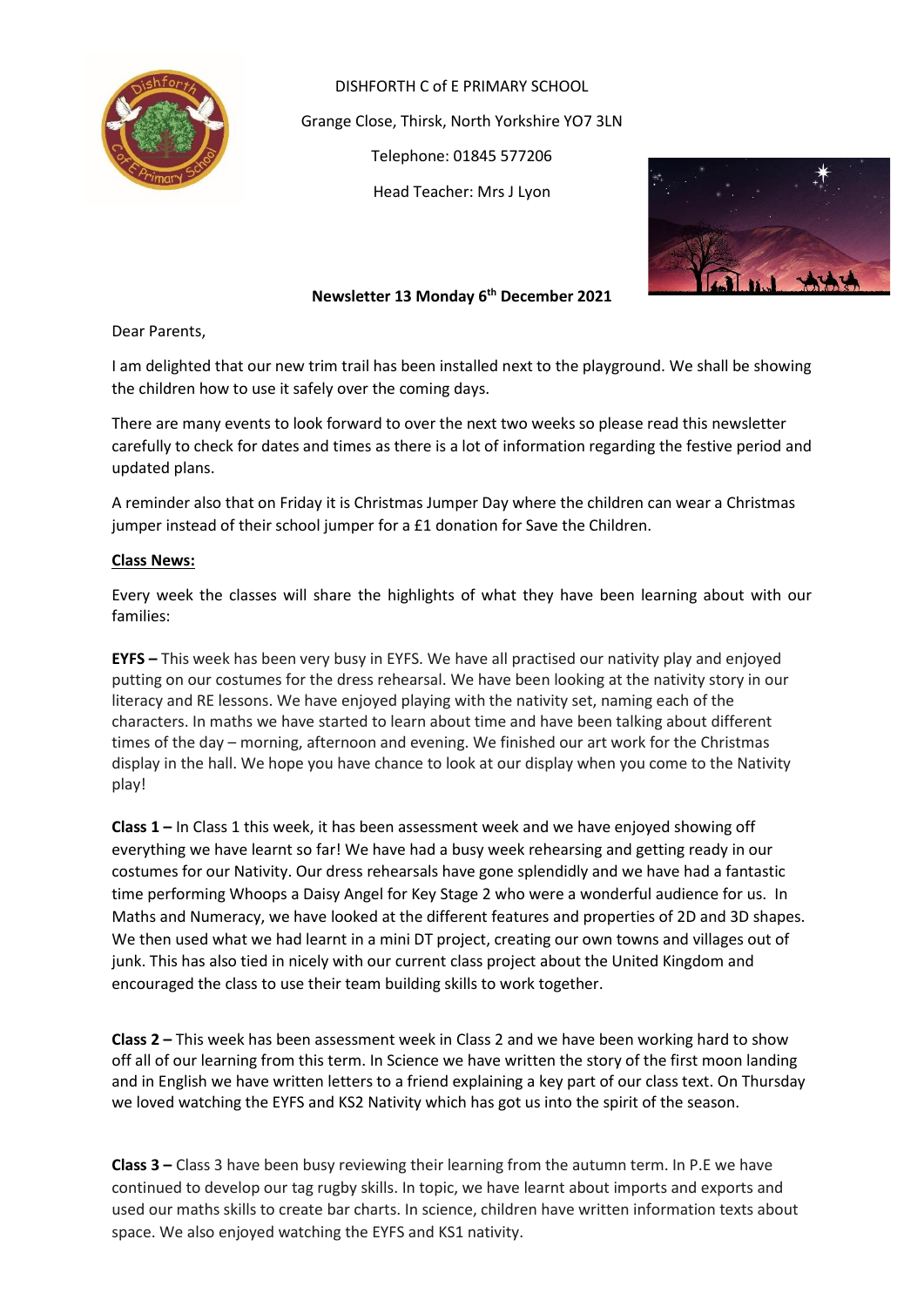DISHFORTH C of E PRIMARY SCHOOL

Grange Close, Thirsk, North Yorkshire YO7 3LN

Telephone: 01845 577206

Head Teacher: Mrs J Lyon

**Newsletter 13 Monday 6th December 2021**

Dear Parents,

I am delighted that our new trim trail has been installed next to the playground. We shall be showing the children how to use it safely over the coming days.

There are many events to look forward to over the next two weeks so please read this newsletter carefully to check for dates and times as there is a lot of information regarding the festive period and updated plans.

A reminder also that on Friday it is Christmas Jumper Day where the children can wear a Christmas jumper instead of their school jumper for a £1 donation for Save the Children.

**Class News:**

Every week the classes will share the highlights of what they have been learning about with our families:

**EYFS –** This week has been very busy in EYFS. We have all practised our nativity play and enjoyed putting on our costumes for the dress rehearsal. We have been looking at the nativity story in our literacy and RE lessons. We have enjoyed playing with the nativity set, naming each of the characters. In maths we have started to learn about time and have been talking about different times of the day – morning, afternoon and evening. We finished our art work for the Christmas display in the hall. We hope you have chance to look at our display when you come to the Nativity play!

**Class 1 –** In Class 1 this week, it has been assessment week and we have enjoyed showing off everything we have learnt so far! We have had a busy week rehearsing and getting ready in our costumes for our Nativity. Our dress rehearsals have gone splendidly and we have had a fantastic time performing Whoops a Daisy Angel for Key Stage 2 who were a wonderful audience for us. In Maths and Numeracy, we have looked at the different features and properties of 2D and 3D shapes. We then used what we had learnt in a mini DT project, creating our own towns and villages out of junk. This has also tied in nicely with our current class project about the United Kingdom and encouraged the class to use their team building skills to work together.

**Class 2 –** This week has been assessment week in Class 2 and we have been working hard to show off all of our learning from this term. In Science we have written the story of the first moon landing and in English we have written letters to a friend explaining a key part of our class text. On Thursday we loved watching the EYFS and KS2 Nativity which has got us into the spirit of the season.

**Class 3 –** Class 3 have been busy reviewing their learning from the autumn term. In P.E we have continued to develop our tag rugby skills. In topic, we have learnt about imports and exports and used our maths skills to create bar charts. In science, children have written information texts about space. We also enjoyed watching the EYFS and KS1 nativity.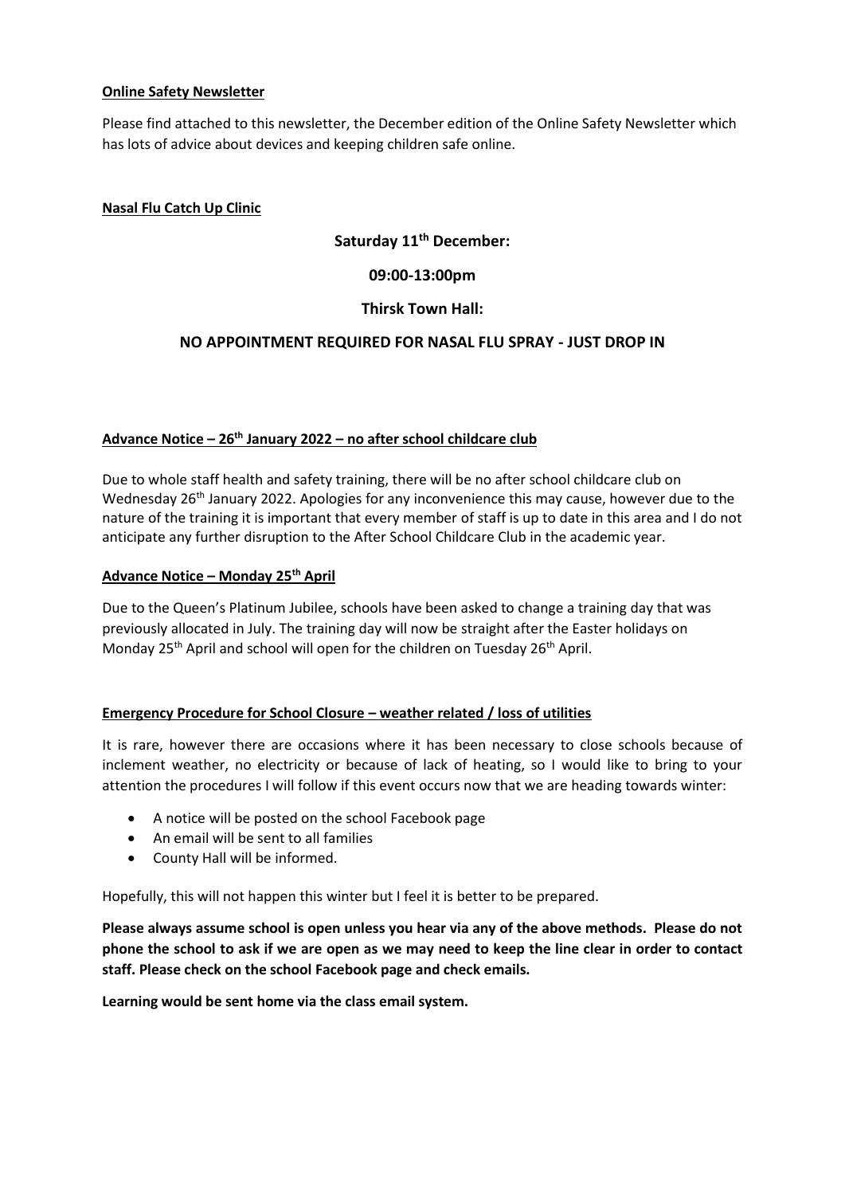**Online Safety Newsletter**

Please find attached to this newsletter, the December edition of the Online Safety Newsletter which has lots of advice about devices and keeping children safe online.

**Nasal Flu Catch Up Clinic**

**Saturday 11th December:**

**09:00-13:00pm**

**Thirsk Town Hall:**

**NO APPOINTMENT REQUIRED FOR NASAL FLU SPRAY - JUST DROP IN**

**Advance Notice – 26th January 2022 – no after school childcare club**

Due to whole staff health and safety training, there will be no after school childcare club on Wednesday 26th January 2022. Apologies for any inconvenience this may cause, however due to the nature of the training it is important that every member of staff is up to date in this area and I do not anticipate any further disruption to the After School Childcare Club in the academic year.

**Advance Notice – Monday 25th April**

Due to the Queen's Platinum Jubilee, schools have been asked to change a training day that was previously allocated in July. The training day will now be straight after the Easter holidays on Monday 25th April and school will open for the children on Tuesday 26th April.

**Emergency Procedure for School Closure – weather related / loss of utilities**

It is rare, however there are occasions where it has been necessary to close schools because of inclement weather, no electricity or because of lack of heating, so I would like to bring to your attention the procedures I will follow if this event occurs now that we are heading towards winter:

- A notice will be posted on the school Facebook page
- An email will be sent to all families
- County Hall will be informed.

Hopefully, this will not happen this winter but I feel it is better to be prepared.

**Please always assume school is open unless you hear via any of the above methods. Please do not phone the school to ask if we are open as we may need to keep the line clear in order to contact staff. Please check on the school Facebook page and check emails.**

**Learning would be sent home via the class email system.**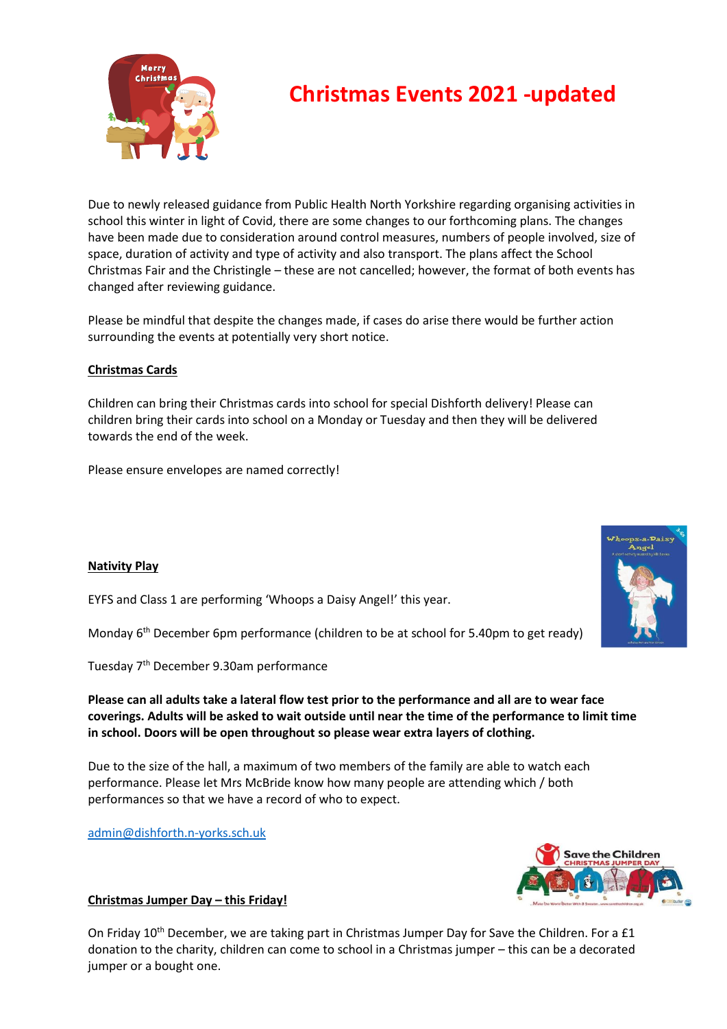# Christmas Events 2021 -updated

Due to newly released guidance from Public Health North Yorkshire regarding organising activities in school this winter in light of Covid, there are some changes to our forthcoming plans. The changes have been made due to consideration around control measures, numbers of people involved, size of space, duration of activity and type of activity and also transport. The plans affect the School Christmas Fair and the Christingle – these are not cancelled; however, the format of both events has changed after reviewing guidance.

Please be mindful that despite the changes made, if cases do arise there would be further action surrounding the events at potentially very short notice.

## Christmas Cards

Children can bring their Christmas cards into school for special Dishforth delivery! Please can children bring their cards into school on a Monday or Tuesday and then they will be delivered towards the end of the week.

Please ensure envelopes are named correctly!

## Nativity Play

EYFS and Class 1 are performing 'Whoops a Daisy Angel!' this year.

Monday 6th December 6pm performance (children to be at school for 5.40pm to get ready)

Tuesday 7th December 9.30am performance

**Please can all adults take a lateral flow test prior to the performance and all are to wear face coverings. Adults will be asked to wait outside until near the time of the performance to limit time in school. Doors will be open throughout so please wear extra layers of clothing.**

Due to the size of the hall, a maximum of two members of the family are able to watch each performance. Please let Mrs McBride know how many people are attending which / both performances so that we have a record of who to expect.

admin@dishforth.n-yorks.sch.uk

## Christmas Jumper Day – this Friday!

On Friday 10th December, we are taking part in Christmas Jumper Day for Save the Children. For a £1 donation to the charity, children can come to school in a Christmas jumper – this can be a decorated jumper or a bought one.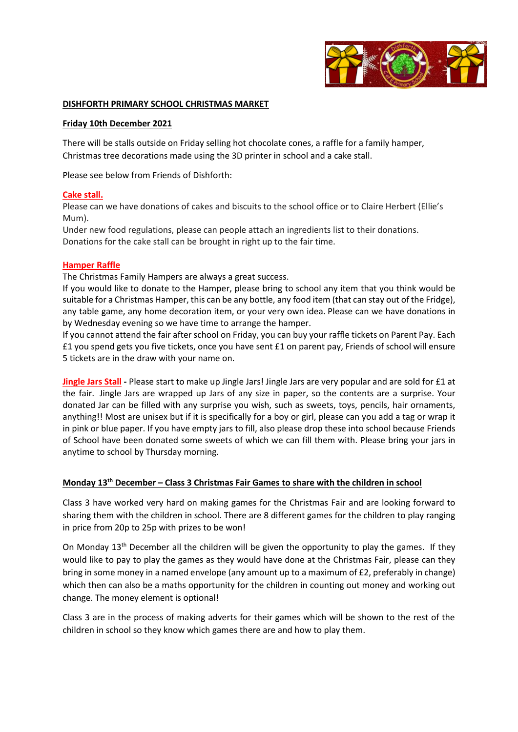**DISHFORTH PRIMARY SCHOOL CHRISTMAS MARKET**

**Friday 10th December 2021**

There will be stalls outside on Friday selling hot chocolate cones, a raffle for a family hamper, Christmas tree decorations made using the 3D printer in school and a cake stall.

Please see below from Friends of Dishforth:

**Cake stall.**

Please can we have donations of cakes and biscuits to the school office or to Claire Herbert (Ellie's Mum).

Under new food regulations, please can people attach an ingredients list to their donations.

Donations for the cake stall can be brought in right up to the fair time.

**Hamper Raffle**

The Christmas Family Hampers are always a great success.

If you would like to donate to the Hamper, please bring to school any item that you think would be suitable for a Christmas Hamper, this can be any bottle, any food item (that can stay out of the Fridge), any table game, any home decoration item, or your very own idea. Please can we have donations in by Wednesday evening so we have time to arrange the hamper.

If you cannot attend the fair after school on Friday, you can buy your raffle tickets on Parent Pay. Each £1 you spend gets you five tickets, once you have sent £1 on parent pay, Friends of school will ensure 5 tickets are in the draw with your name on.

**Jingle Jars Stall** - Please start to make up Jingle Jars! Jingle Jars are very popular and are sold for £1 at the fair. Jingle Jars are wrapped up Jars of any size in paper, so the contents are a surprise. Your donated Jar can be filled with any surprise you wish, such as sweets, toys, pencils, hair ornaments, anything!! Most are unisex but if it is specifically for a boy or girl, please can you add a tag or wrap it in pink or blue paper. If you have empty jars to fill, also please drop these into school because Friends of School have been donated some sweets of which we can fill them with. Please bring your jars in anytime to school by Thursday morning.

**Monday 13th December – Class 3 Christmas Fair Games to share with the children in school**

Class 3 have worked very hard on making games for the Christmas Fair and are looking forward to sharing them with the children in school. There are 8 different games for the children to play ranging in price from 20p to 25p with prizes to be won!

On Monday 13th December all the children will be given the opportunity to play the games. If they would like to pay to play the games as they would have done at the Christmas Fair, please can they bring in some money in a named envelope (any amount up to a maximum of £2, preferably in change) which then can also be a maths opportunity for the children in counting out money and working out change. The money element is optional!

Class 3 are in the process of making adverts for their games which will be shown to the rest of the children in school so they know which games there are and how to play them.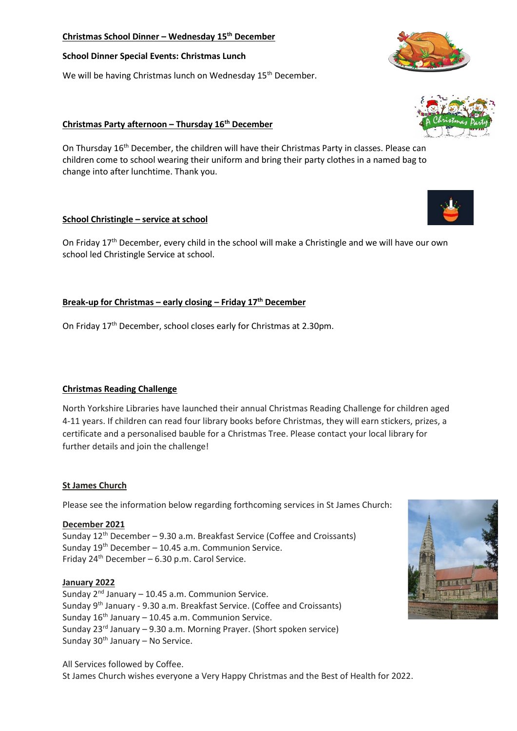**Christmas School Dinner – Wednesday 15th December**

**School Dinner Special Events: Christmas Lunch**

We will be having Christmas lunch on Wednesday 15th December.

**Christmas Party afternoon – Thursday 16th December**

On Thursday 16th December, the children will have their Christmas Party in classes. Please can children come to school wearing their uniform and bring their party clothes in a named bag to change into after lunchtime. Thank you.

**School Christingle – service at school**

On Friday 17th December, every child in the school will make a Christingle and we will have our own school led Christingle Service at school.

**Break-up for Christmas – early closing – Friday 17th December**

On Friday 17th December, school closes early for Christmas at 2.30pm.

**Christmas Reading Challenge**

North Yorkshire Libraries have launched their annual Christmas Reading Challenge for children aged 4-11 years. If children can read four library books before Christmas, they will earn stickers, prizes, a certificate and a personalised bauble for a Christmas Tree. Please contact your local library for further details and join the challenge!

**St James Church**

Please see the information below regarding forthcoming services in St James Church:

**December 2021**
Sunday 12th December – 9.30 a.m. Breakfast Service (Coffee and Croissants)
Sunday 19th December – 10.45 a.m. Communion Service.
Friday 24th December – 6.30 p.m. Carol Service.

**January 2022**
Sunday 2nd January – 10.45 a.m. Communion Service.
Sunday 9th January - 9.30 a.m. Breakfast Service. (Coffee and Croissants)
Sunday 16th January – 10.45 a.m. Communion Service.
Sunday 23rd January – 9.30 a.m. Morning Prayer. (Short spoken service)
Sunday 30th January – No Service.

All Services followed by Coffee.
St James Church wishes everyone a Very Happy Christmas and the Best of Health for 2022.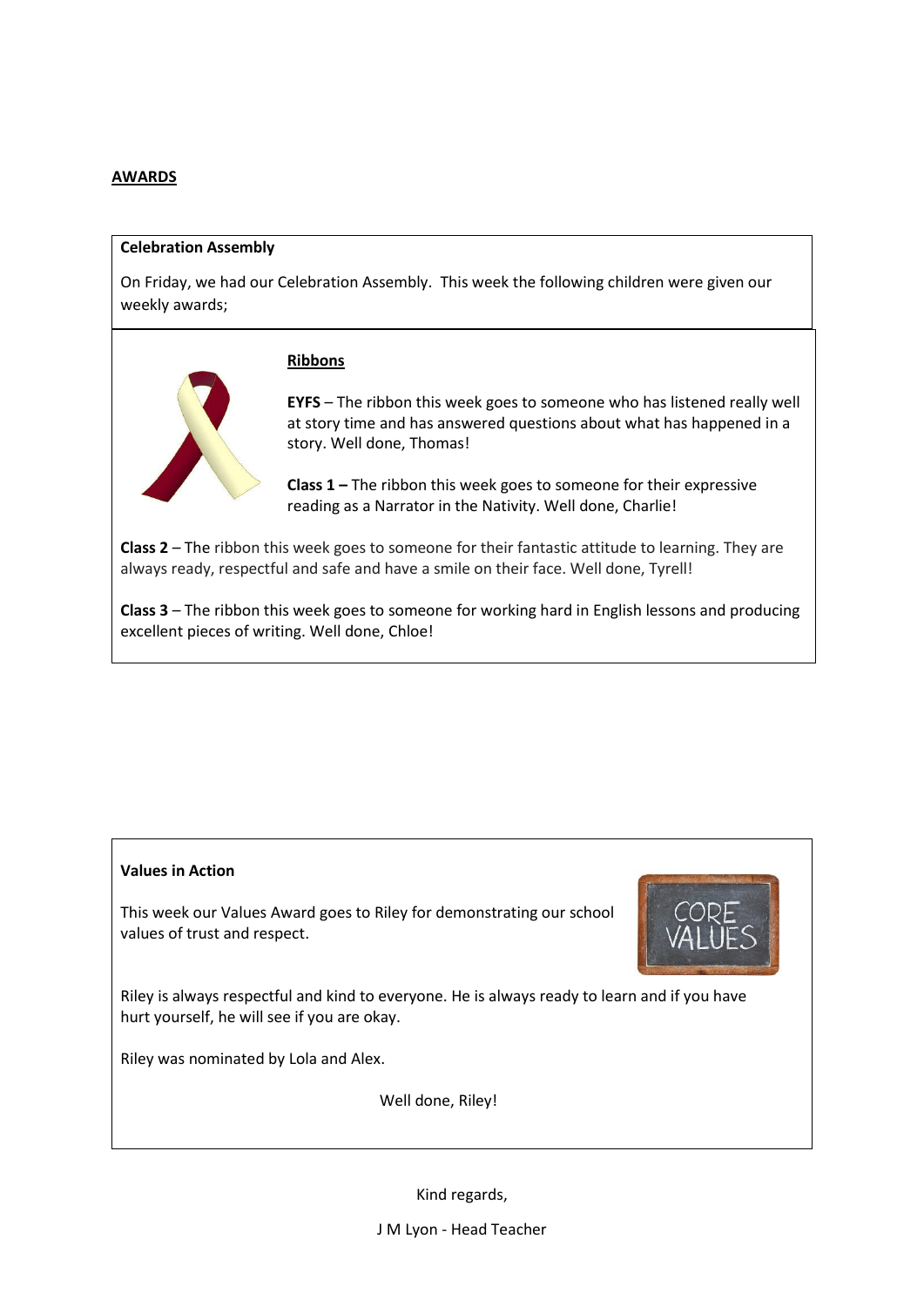## AWARDS

**Celebration Assembly**

On Friday, we had our Celebration Assembly. This week the following children were given our weekly awards;

**Ribbons**

**EYFS** – The ribbon this week goes to someone who has listened really well at story time and has answered questions about what has happened in a story. Well done, Thomas!

**Class 1 –** The ribbon this week goes to someone for their expressive reading as a Narrator in the Nativity. Well done, Charlie!

**Class 2** – The ribbon this week goes to someone for their fantastic attitude to learning. They are always ready, respectful and safe and have a smile on their face. Well done, Tyrell!

**Class 3** – The ribbon this week goes to someone for working hard in English lessons and producing excellent pieces of writing. Well done, Chloe!

**Values in Action**

This week our Values Award goes to Riley for demonstrating our school values of trust and respect.

Riley is always respectful and kind to everyone. He is always ready to learn and if you have hurt yourself, he will see if you are okay.

Riley was nominated by Lola and Alex.

Well done, Riley!

Kind regards,

J M Lyon - Head Teacher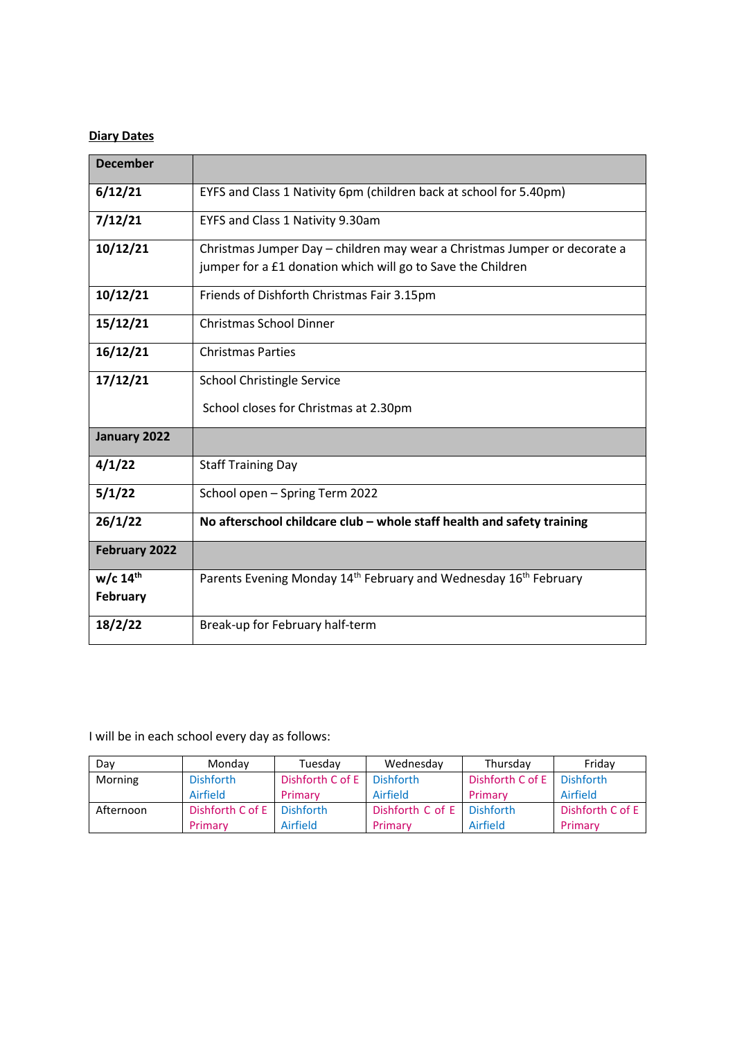**<u>Diary Dates</u>**

| **December** | |
|---|---|
| **6/12/21** | EYFS and Class 1 Nativity 6pm (children back at school for 5.40pm) |
| **7/12/21** | EYFS and Class 1 Nativity 9.30am |
| **10/12/21** | Christmas Jumper Day – children may wear a Christmas Jumper or decorate a jumper for a £1 donation which will go to Save the Children |
| **10/12/21** | Friends of Dishforth Christmas Fair 3.15pm |
| **15/12/21** | Christmas School Dinner |
| **16/12/21** | Christmas Parties |
| **17/12/21** | School Christingle Service<br><br>School closes for Christmas at 2.30pm |
| **January 2022** | |
| **4/1/22** | Staff Training Day |
| **5/1/22** | School open – Spring Term 2022 |
| **26/1/22** | **No afterschool childcare club – whole staff health and safety training** |
| **February 2022** | |
| **w/c 14th February** | Parents Evening Monday 14th February and Wednesday 16th February |
| **18/2/22** | Break-up for February half-term |

I will be in each school every day as follows:

| Day | Monday | Tuesday | Wednesday | Thursday | Friday |
|---|---|---|---|---|---|
| Morning | Dishforth Airfield | Dishforth C of E Primary | Dishforth Airfield | Dishforth C of E Primary | Dishforth Airfield |
| Afternoon | Dishforth C of E Primary | Dishforth Airfield | Dishforth C of E Primary | Dishforth Airfield | Dishforth C of E Primary |